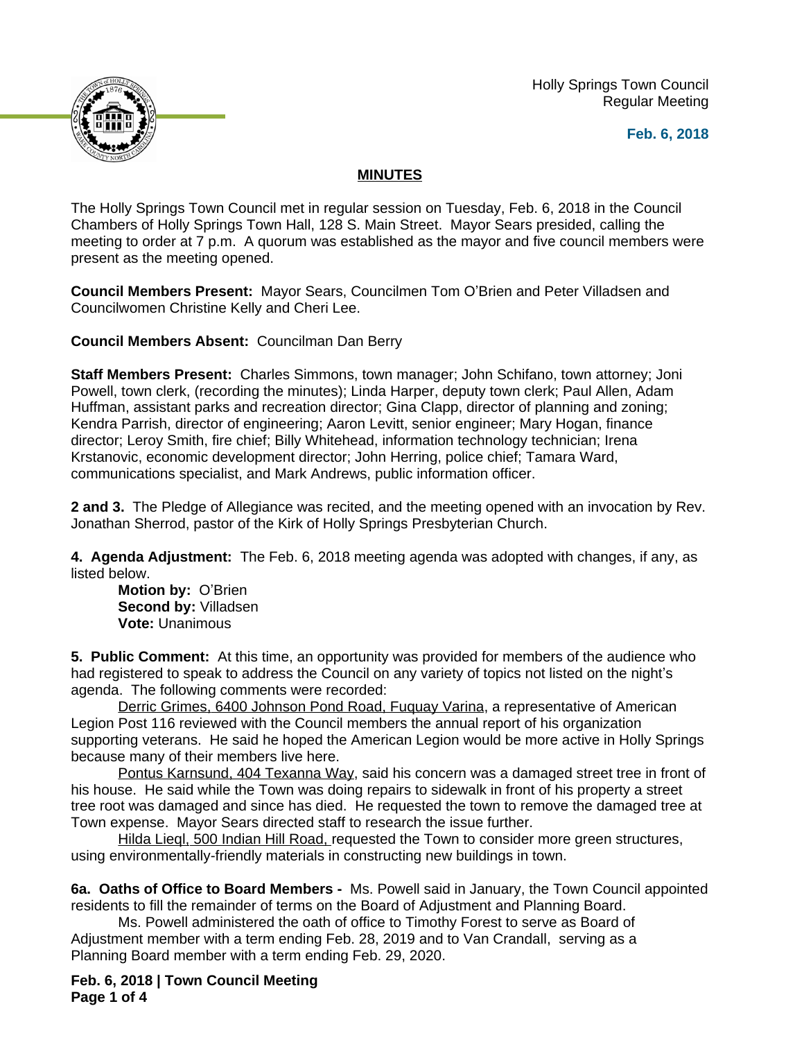Holly Springs Town Council
Regular Meeting

**Feb. 6, 2018**

## MINUTES

The Holly Springs Town Council met in regular session on Tuesday, Feb. 6, 2018 in the Council Chambers of Holly Springs Town Hall, 128 S. Main Street. Mayor Sears presided, calling the meeting to order at 7 p.m. A quorum was established as the mayor and five council members were present as the meeting opened.

**Council Members Present:** Mayor Sears, Councilmen Tom O'Brien and Peter Villadsen and Councilwomen Christine Kelly and Cheri Lee.

**Council Members Absent:** Councilman Dan Berry

**Staff Members Present:** Charles Simmons, town manager; John Schifano, town attorney; Joni Powell, town clerk, (recording the minutes); Linda Harper, deputy town clerk; Paul Allen, Adam Huffman, assistant parks and recreation director; Gina Clapp, director of planning and zoning; Kendra Parrish, director of engineering; Aaron Levitt, senior engineer; Mary Hogan, finance director; Leroy Smith, fire chief; Billy Whitehead, information technology technician; Irena Krstanovic, economic development director; John Herring, police chief; Tamara Ward, communications specialist, and Mark Andrews, public information officer.

**2 and 3.** The Pledge of Allegiance was recited, and the meeting opened with an invocation by Rev. Jonathan Sherrod, pastor of the Kirk of Holly Springs Presbyterian Church.

**4. Agenda Adjustment:** The Feb. 6, 2018 meeting agenda was adopted with changes, if any, as listed below.

**Motion by:** O'Brien
**Second by:** Villadsen
**Vote:** Unanimous

**5. Public Comment:** At this time, an opportunity was provided for members of the audience who had registered to speak to address the Council on any variety of topics not listed on the night's agenda. The following comments were recorded:

Derric Grimes, 6400 Johnson Pond Road, Fuquay Varina, a representative of American Legion Post 116 reviewed with the Council members the annual report of his organization supporting veterans. He said he hoped the American Legion would be more active in Holly Springs because many of their members live here.

Pontus Karnsund, 404 Texanna Way, said his concern was a damaged street tree in front of his house. He said while the Town was doing repairs to sidewalk in front of his property a street tree root was damaged and since has died. He requested the town to remove the damaged tree at Town expense. Mayor Sears directed staff to research the issue further.

Hilda Lieql, 500 Indian Hill Road, requested the Town to consider more green structures, using environmentally-friendly materials in constructing new buildings in town.

**6a. Oaths of Office to Board Members -** Ms. Powell said in January, the Town Council appointed residents to fill the remainder of terms on the Board of Adjustment and Planning Board.

Ms. Powell administered the oath of office to Timothy Forest to serve as Board of Adjustment member with a term ending Feb. 28, 2019 and to Van Crandall, serving as a Planning Board member with a term ending Feb. 29, 2020.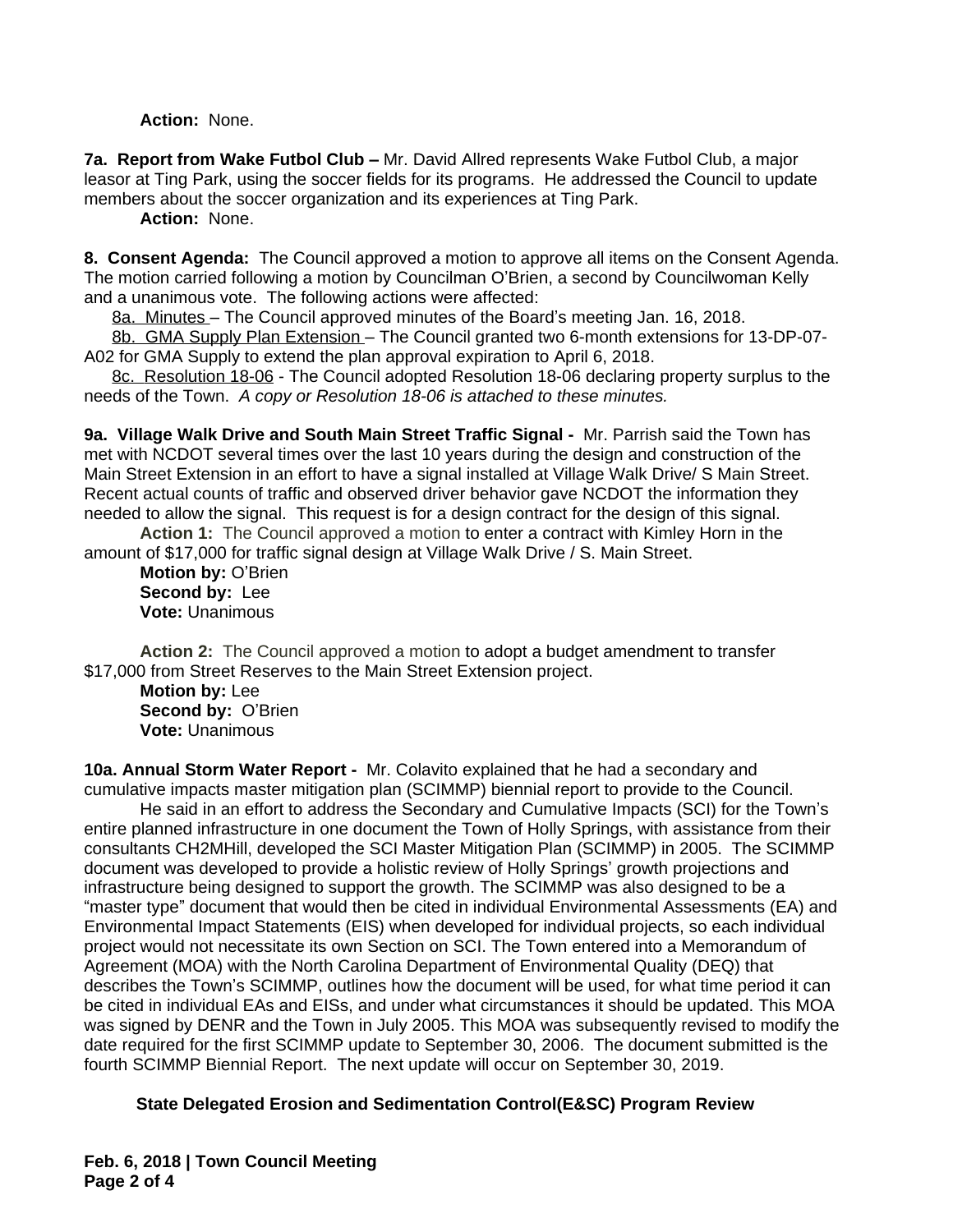**Action:** None.

**7a. Report from Wake Futbol Club –** Mr. David Allred represents Wake Futbol Club, a major leasor at Ting Park, using the soccer fields for its programs. He addressed the Council to update members about the soccer organization and its experiences at Ting Park.

**Action:** None.

**8. Consent Agenda:** The Council approved a motion to approve all items on the Consent Agenda. The motion carried following a motion by Councilman O'Brien, a second by Councilwoman Kelly and a unanimous vote. The following actions were affected:

8a. Minutes – The Council approved minutes of the Board's meeting Jan. 16, 2018.

8b. GMA Supply Plan Extension – The Council granted two 6-month extensions for 13-DP-07-A02 for GMA Supply to extend the plan approval expiration to April 6, 2018.

8c. Resolution 18-06 - The Council adopted Resolution 18-06 declaring property surplus to the needs of the Town. *A copy or Resolution 18-06 is attached to these minutes.*

**9a. Village Walk Drive and South Main Street Traffic Signal -** Mr. Parrish said the Town has met with NCDOT several times over the last 10 years during the design and construction of the Main Street Extension in an effort to have a signal installed at Village Walk Drive/ S Main Street. Recent actual counts of traffic and observed driver behavior gave NCDOT the information they needed to allow the signal. This request is for a design contract for the design of this signal.

**Action 1:** The Council approved a motion to enter a contract with Kimley Horn in the amount of $17,000 for traffic signal design at Village Walk Drive / S. Main Street.

**Motion by:** O'Brien
**Second by:** Lee
**Vote:** Unanimous

**Action 2:** The Council approved a motion to adopt a budget amendment to transfer $17,000 from Street Reserves to the Main Street Extension project.

**Motion by:** Lee
**Second by:** O'Brien
**Vote:** Unanimous

**10a. Annual Storm Water Report -** Mr. Colavito explained that he had a secondary and cumulative impacts master mitigation plan (SCIMMP) biennial report to provide to the Council.

He said in an effort to address the Secondary and Cumulative Impacts (SCI) for the Town's entire planned infrastructure in one document the Town of Holly Springs, with assistance from their consultants CH2MHill, developed the SCI Master Mitigation Plan (SCIMMP) in 2005. The SCIMMP document was developed to provide a holistic review of Holly Springs' growth projections and infrastructure being designed to support the growth. The SCIMMP was also designed to be a "master type" document that would then be cited in individual Environmental Assessments (EA) and Environmental Impact Statements (EIS) when developed for individual projects, so each individual project would not necessitate its own Section on SCI. The Town entered into a Memorandum of Agreement (MOA) with the North Carolina Department of Environmental Quality (DEQ) that describes the Town's SCIMMP, outlines how the document will be used, for what time period it can be cited in individual EAs and EISs, and under what circumstances it should be updated. This MOA was signed by DENR and the Town in July 2005. This MOA was subsequently revised to modify the date required for the first SCIMMP update to September 30, 2006. The document submitted is the fourth SCIMMP Biennial Report. The next update will occur on September 30, 2019.

**State Delegated Erosion and Sedimentation Control(E&SC) Program Review**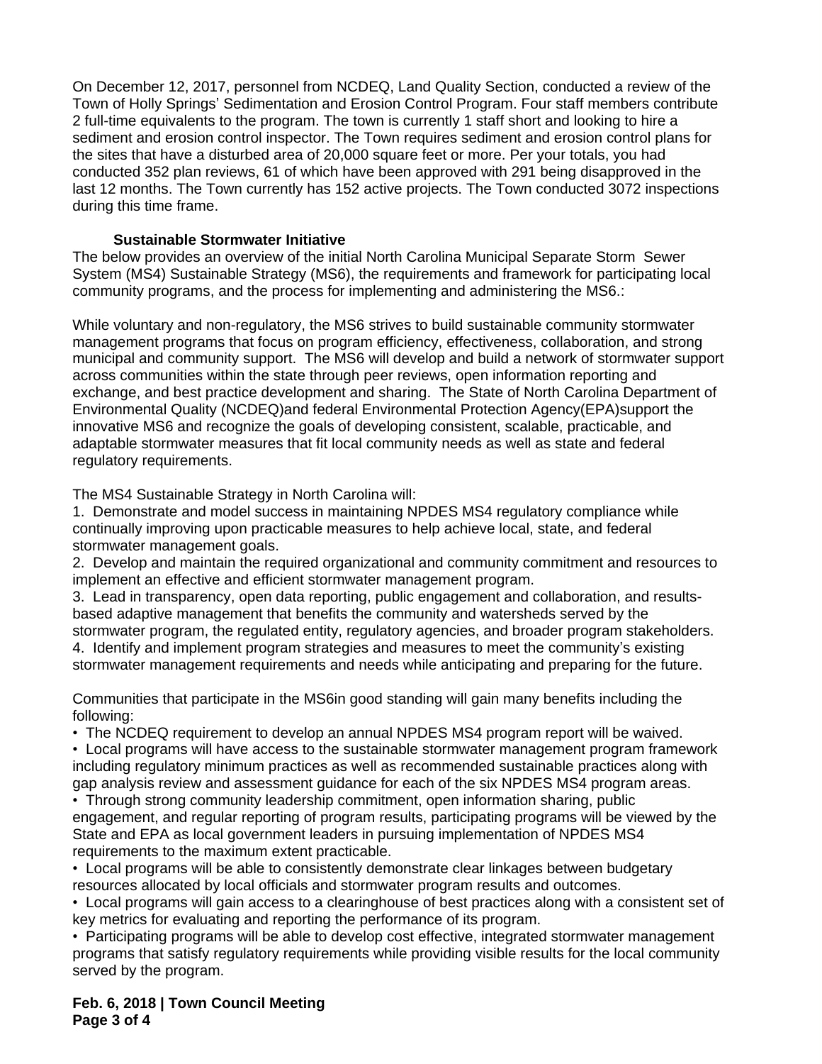On December 12, 2017, personnel from NCDEQ, Land Quality Section, conducted a review of the Town of Holly Springs' Sedimentation and Erosion Control Program. Four staff members contribute 2 full-time equivalents to the program. The town is currently 1 staff short and looking to hire a sediment and erosion control inspector. The Town requires sediment and erosion control plans for the sites that have a disturbed area of 20,000 square feet or more. Per your totals, you had conducted 352 plan reviews, 61 of which have been approved with 291 being disapproved in the last 12 months. The Town currently has 152 active projects. The Town conducted 3072 inspections during this time frame.

**Sustainable Stormwater Initiative**

The below provides an overview of the initial North Carolina Municipal Separate Storm Sewer System (MS4) Sustainable Strategy (MS6), the requirements and framework for participating local community programs, and the process for implementing and administering the MS6.:

While voluntary and non-regulatory, the MS6 strives to build sustainable community stormwater management programs that focus on program efficiency, effectiveness, collaboration, and strong municipal and community support. The MS6 will develop and build a network of stormwater support across communities within the state through peer reviews, open information reporting and exchange, and best practice development and sharing. The State of North Carolina Department of Environmental Quality (NCDEQ)and federal Environmental Protection Agency(EPA)support the innovative MS6 and recognize the goals of developing consistent, scalable, practicable, and adaptable stormwater measures that fit local community needs as well as state and federal regulatory requirements.

The MS4 Sustainable Strategy in North Carolina will:

1. Demonstrate and model success in maintaining NPDES MS4 regulatory compliance while continually improving upon practicable measures to help achieve local, state, and federal stormwater management goals.
2. Develop and maintain the required organizational and community commitment and resources to implement an effective and efficient stormwater management program.
3. Lead in transparency, open data reporting, public engagement and collaboration, and results-based adaptive management that benefits the community and watersheds served by the stormwater program, the regulated entity, regulatory agencies, and broader program stakeholders.
4. Identify and implement program strategies and measures to meet the community's existing stormwater management requirements and needs while anticipating and preparing for the future.

Communities that participate in the MS6in good standing will gain many benefits including the following:

- The NCDEQ requirement to develop an annual NPDES MS4 program report will be waived.
- Local programs will have access to the sustainable stormwater management program framework including regulatory minimum practices as well as recommended sustainable practices along with gap analysis review and assessment guidance for each of the six NPDES MS4 program areas.
- Through strong community leadership commitment, open information sharing, public engagement, and regular reporting of program results, participating programs will be viewed by the State and EPA as local government leaders in pursuing implementation of NPDES MS4 requirements to the maximum extent practicable.
- Local programs will be able to consistently demonstrate clear linkages between budgetary resources allocated by local officials and stormwater program results and outcomes.
- Local programs will gain access to a clearinghouse of best practices along with a consistent set of key metrics for evaluating and reporting the performance of its program.
- Participating programs will be able to develop cost effective, integrated stormwater management programs that satisfy regulatory requirements while providing visible results for the local community served by the program.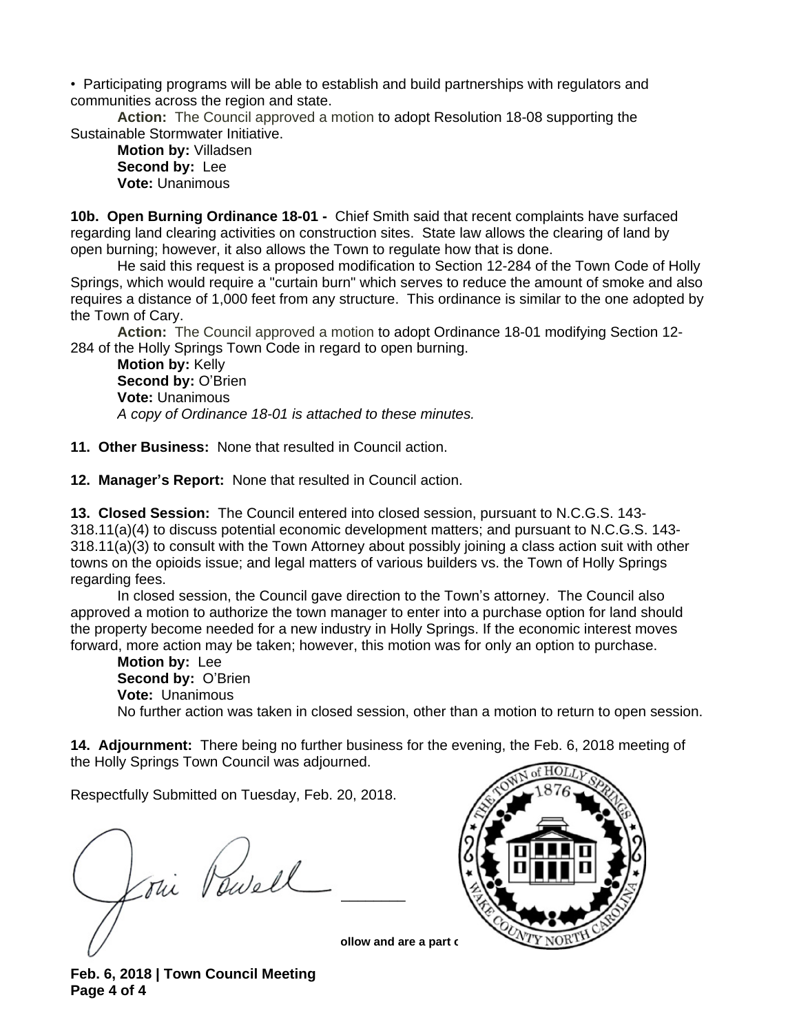• Participating programs will be able to establish and build partnerships with regulators and communities across the region and state.

**Action:** The Council approved a motion to adopt Resolution 18-08 supporting the Sustainable Stormwater Initiative.

**Motion by:** Villadsen
**Second by:** Lee
**Vote:** Unanimous

**10b. Open Burning Ordinance 18-01 -** Chief Smith said that recent complaints have surfaced regarding land clearing activities on construction sites. State law allows the clearing of land by open burning; however, it also allows the Town to regulate how that is done.

He said this request is a proposed modification to Section 12-284 of the Town Code of Holly Springs, which would require a "curtain burn" which serves to reduce the amount of smoke and also requires a distance of 1,000 feet from any structure. This ordinance is similar to the one adopted by the Town of Cary.

**Action:** The Council approved a motion to adopt Ordinance 18-01 modifying Section 12-284 of the Holly Springs Town Code in regard to open burning.

**Motion by:** Kelly
**Second by:** O'Brien
**Vote:** Unanimous
*A copy of Ordinance 18-01 is attached to these minutes.*

**11. Other Business:** None that resulted in Council action.

**12. Manager's Report:** None that resulted in Council action.

**13. Closed Session:** The Council entered into closed session, pursuant to N.C.G.S. 143-318.11(a)(4) to discuss potential economic development matters; and pursuant to N.C.G.S. 143-318.11(a)(3) to consult with the Town Attorney about possibly joining a class action suit with other towns on the opioids issue; and legal matters of various builders vs. the Town of Holly Springs regarding fees.

In closed session, the Council gave direction to the Town's attorney. The Council also approved a motion to authorize the town manager to enter into a purchase option for land should the property become needed for a new industry in Holly Springs. If the economic interest moves forward, more action may be taken; however, this motion was for only an option to purchase.

**Motion by:** Lee
**Second by:** O'Brien
**Vote:** Unanimous
No further action was taken in closed session, other than a motion to return to open session.

**14. Adjournment:** There being no further business for the evening, the Feb. 6, 2018 meeting of the Holly Springs Town Council was adjourned.

Respectfully Submitted on Tuesday, Feb. 20, 2018.

Joni Powell

**ollow and are a part c**